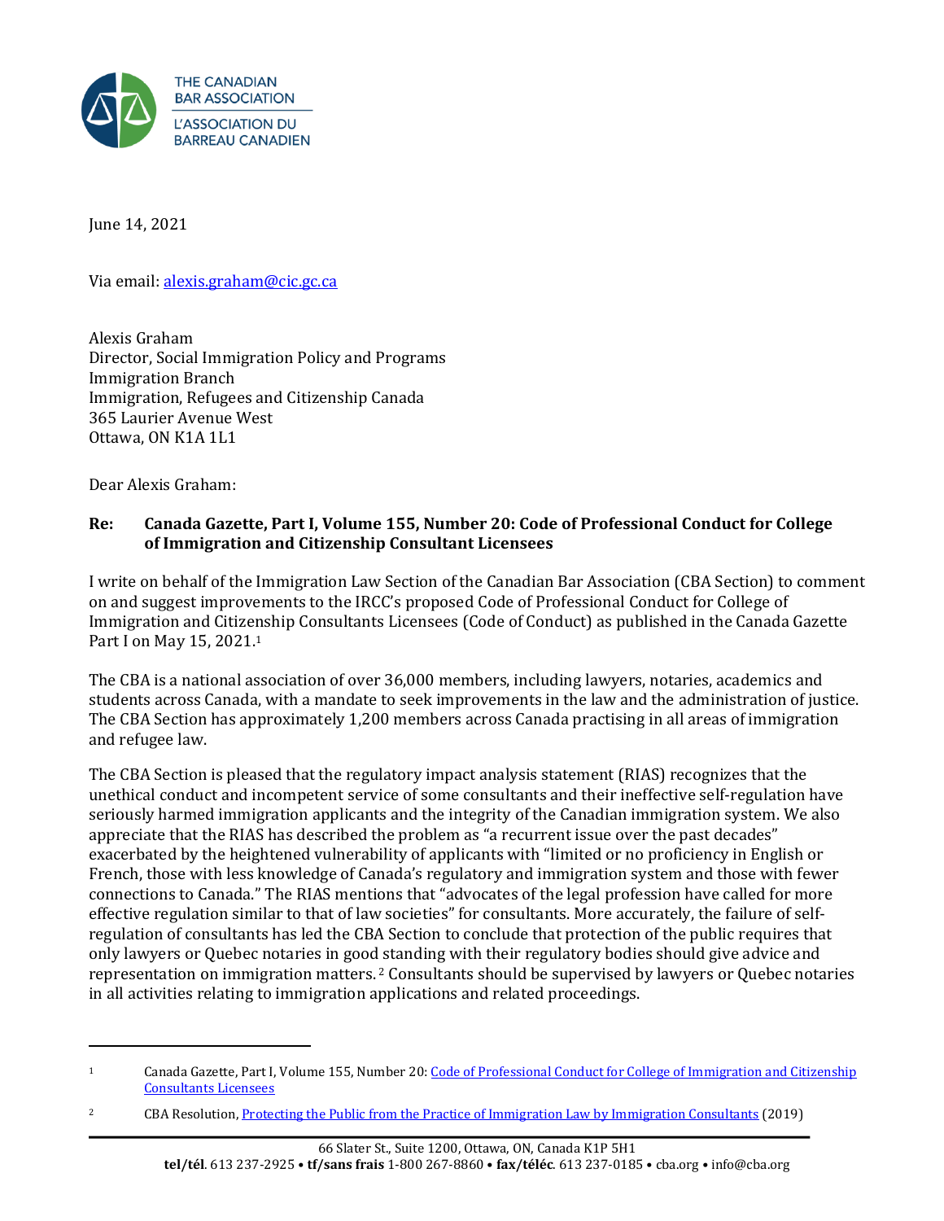THE CANADIAN BAR ASSOCIATION
L'ASSOCIATION DU BARREAU CANADIEN

June 14, 2021

Via email: alexis.graham@cic.gc.ca

Alexis Graham
Director, Social Immigration Policy and Programs
Immigration Branch
Immigration, Refugees and Citizenship Canada
365 Laurier Avenue West
Ottawa, ON K1A 1L1

Dear Alexis Graham:

**Re: Canada Gazette, Part I, Volume 155, Number 20: Code of Professional Conduct for College of Immigration and Citizenship Consultant Licensees**

I write on behalf of the Immigration Law Section of the Canadian Bar Association (CBA Section) to comment on and suggest improvements to the IRCC's proposed Code of Professional Conduct for College of Immigration and Citizenship Consultants Licensees (Code of Conduct) as published in the Canada Gazette Part I on May 15, 2021.[1]

The CBA is a national association of over 36,000 members, including lawyers, notaries, academics and students across Canada, with a mandate to seek improvements in the law and the administration of justice. The CBA Section has approximately 1,200 members across Canada practising in all areas of immigration and refugee law.

The CBA Section is pleased that the regulatory impact analysis statement (RIAS) recognizes that the unethical conduct and incompetent service of some consultants and their ineffective self-regulation have seriously harmed immigration applicants and the integrity of the Canadian immigration system. We also appreciate that the RIAS has described the problem as "a recurrent issue over the past decades" exacerbated by the heightened vulnerability of applicants with "limited or no proficiency in English or French, those with less knowledge of Canada's regulatory and immigration system and those with fewer connections to Canada." The RIAS mentions that "advocates of the legal profession have called for more effective regulation similar to that of law societies" for consultants. More accurately, the failure of self-regulation of consultants has led the CBA Section to conclude that protection of the public requires that only lawyers or Quebec notaries in good standing with their regulatory bodies should give advice and representation on immigration matters.[2] Consultants should be supervised by lawyers or Quebec notaries in all activities relating to immigration applications and related proceedings.

---

[1] Canada Gazette, Part I, Volume 155, Number 20: Code of Professional Conduct for College of Immigration and Citizenship Consultants Licensees

[2] CBA Resolution, Protecting the Public from the Practice of Immigration Law by Immigration Consultants (2019)

66 Slater St., Suite 1200, Ottawa, ON, Canada K1P 5H1
**tel/tél**. 613 237-2925 • **tf/sans frais** 1-800 267-8860 • **fax/téléc**. 613 237-0185 • cba.org • info@cba.org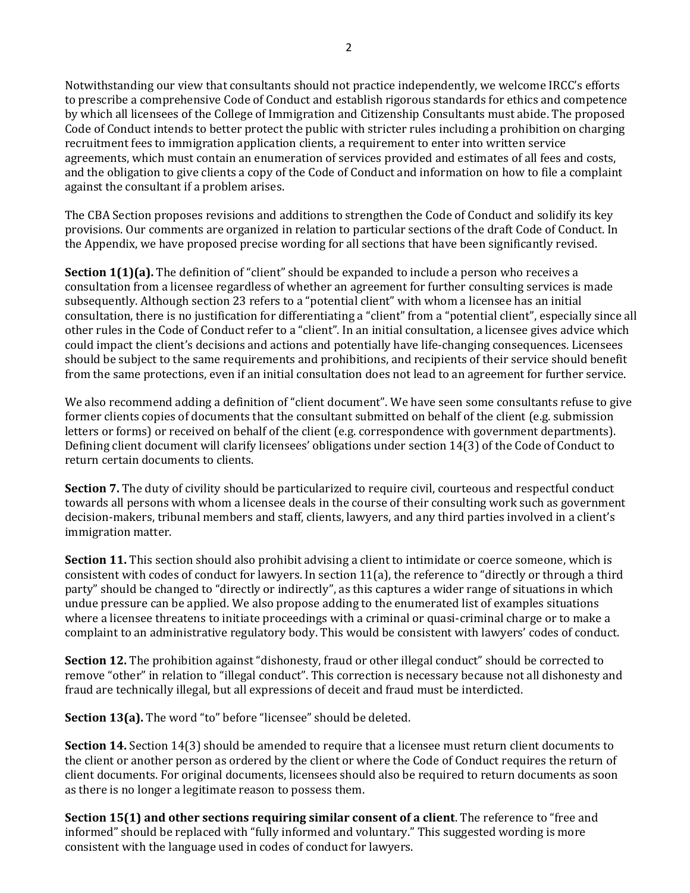Notwithstanding our view that consultants should not practice independently, we welcome IRCC's efforts to prescribe a comprehensive Code of Conduct and establish rigorous standards for ethics and competence by which all licensees of the College of Immigration and Citizenship Consultants must abide. The proposed Code of Conduct intends to better protect the public with stricter rules including a prohibition on charging recruitment fees to immigration application clients, a requirement to enter into written service agreements, which must contain an enumeration of services provided and estimates of all fees and costs, and the obligation to give clients a copy of the Code of Conduct and information on how to file a complaint against the consultant if a problem arises.

The CBA Section proposes revisions and additions to strengthen the Code of Conduct and solidify its key provisions. Our comments are organized in relation to particular sections of the draft Code of Conduct. In the Appendix, we have proposed precise wording for all sections that have been significantly revised.

**Section 1(1)(a).** The definition of "client" should be expanded to include a person who receives a consultation from a licensee regardless of whether an agreement for further consulting services is made subsequently. Although section 23 refers to a "potential client" with whom a licensee has an initial consultation, there is no justification for differentiating a "client" from a "potential client", especially since all other rules in the Code of Conduct refer to a "client". In an initial consultation, a licensee gives advice which could impact the client's decisions and actions and potentially have life-changing consequences. Licensees should be subject to the same requirements and prohibitions, and recipients of their service should benefit from the same protections, even if an initial consultation does not lead to an agreement for further service.

We also recommend adding a definition of "client document". We have seen some consultants refuse to give former clients copies of documents that the consultant submitted on behalf of the client (e.g. submission letters or forms) or received on behalf of the client (e.g. correspondence with government departments). Defining client document will clarify licensees' obligations under section 14(3) of the Code of Conduct to return certain documents to clients.

**Section 7.** The duty of civility should be particularized to require civil, courteous and respectful conduct towards all persons with whom a licensee deals in the course of their consulting work such as government decision-makers, tribunal members and staff, clients, lawyers, and any third parties involved in a client's immigration matter.

**Section 11.** This section should also prohibit advising a client to intimidate or coerce someone, which is consistent with codes of conduct for lawyers. In section 11(a), the reference to "directly or through a third party" should be changed to "directly or indirectly", as this captures a wider range of situations in which undue pressure can be applied. We also propose adding to the enumerated list of examples situations where a licensee threatens to initiate proceedings with a criminal or quasi-criminal charge or to make a complaint to an administrative regulatory body. This would be consistent with lawyers' codes of conduct.

**Section 12.** The prohibition against "dishonesty, fraud or other illegal conduct" should be corrected to remove "other" in relation to "illegal conduct". This correction is necessary because not all dishonesty and fraud are technically illegal, but all expressions of deceit and fraud must be interdicted.

**Section 13(a).** The word "to" before "licensee" should be deleted.

**Section 14.** Section 14(3) should be amended to require that a licensee must return client documents to the client or another person as ordered by the client or where the Code of Conduct requires the return of client documents. For original documents, licensees should also be required to return documents as soon as there is no longer a legitimate reason to possess them.

**Section 15(1) and other sections requiring similar consent of a client**. The reference to "free and informed" should be replaced with "fully informed and voluntary." This suggested wording is more consistent with the language used in codes of conduct for lawyers.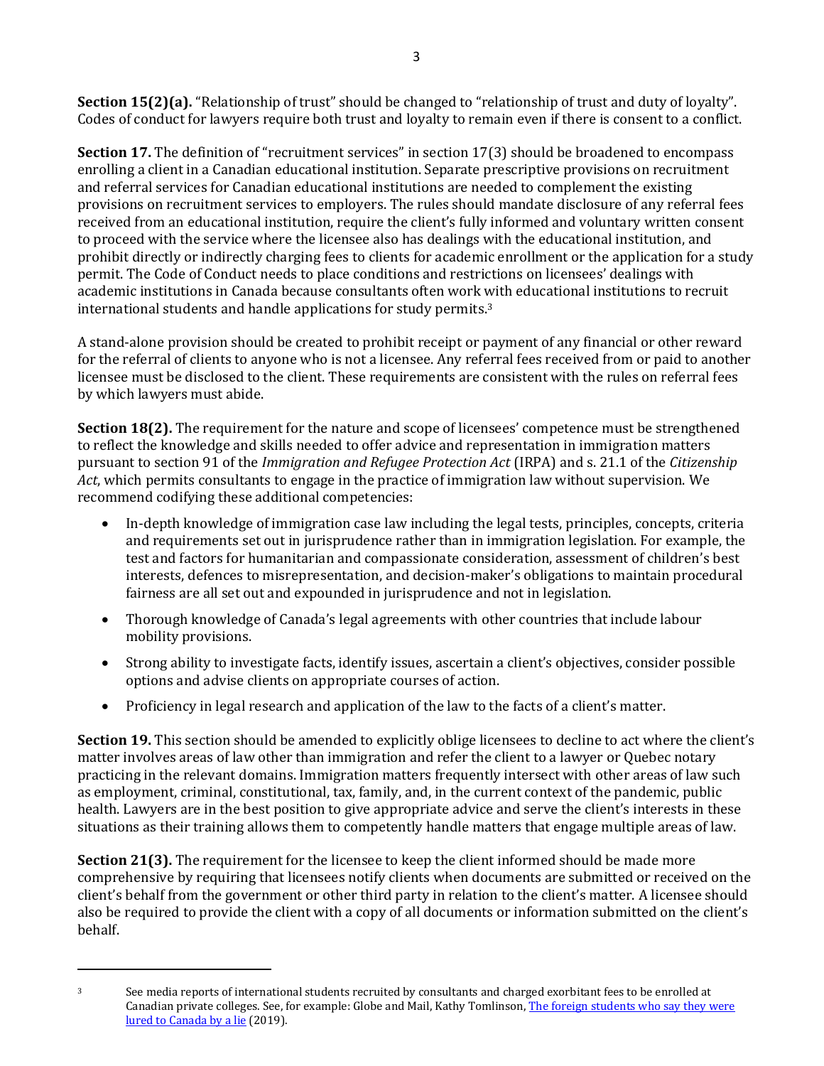**Section 15(2)(a).** "Relationship of trust" should be changed to "relationship of trust and duty of loyalty". Codes of conduct for lawyers require both trust and loyalty to remain even if there is consent to a conflict.

**Section 17.** The definition of "recruitment services" in section 17(3) should be broadened to encompass enrolling a client in a Canadian educational institution. Separate prescriptive provisions on recruitment and referral services for Canadian educational institutions are needed to complement the existing provisions on recruitment services to employers. The rules should mandate disclosure of any referral fees received from an educational institution, require the client's fully informed and voluntary written consent to proceed with the service where the licensee also has dealings with the educational institution, and prohibit directly or indirectly charging fees to clients for academic enrollment or the application for a study permit. The Code of Conduct needs to place conditions and restrictions on licensees' dealings with academic institutions in Canada because consultants often work with educational institutions to recruit international students and handle applications for study permits.[3]

A stand-alone provision should be created to prohibit receipt or payment of any financial or other reward for the referral of clients to anyone who is not a licensee. Any referral fees received from or paid to another licensee must be disclosed to the client. These requirements are consistent with the rules on referral fees by which lawyers must abide.

**Section 18(2).** The requirement for the nature and scope of licensees' competence must be strengthened to reflect the knowledge and skills needed to offer advice and representation in immigration matters pursuant to section 91 of the *Immigration and Refugee Protection Act* (IRPA) and s. 21.1 of the *Citizenship Act*, which permits consultants to engage in the practice of immigration law without supervision. We recommend codifying these additional competencies:

- In-depth knowledge of immigration case law including the legal tests, principles, concepts, criteria and requirements set out in jurisprudence rather than in immigration legislation. For example, the test and factors for humanitarian and compassionate consideration, assessment of children's best interests, defences to misrepresentation, and decision-maker's obligations to maintain procedural fairness are all set out and expounded in jurisprudence and not in legislation.
- Thorough knowledge of Canada's legal agreements with other countries that include labour mobility provisions.
- Strong ability to investigate facts, identify issues, ascertain a client's objectives, consider possible options and advise clients on appropriate courses of action.
- Proficiency in legal research and application of the law to the facts of a client's matter.

**Section 19.** This section should be amended to explicitly oblige licensees to decline to act where the client's matter involves areas of law other than immigration and refer the client to a lawyer or Quebec notary practicing in the relevant domains. Immigration matters frequently intersect with other areas of law such as employment, criminal, constitutional, tax, family, and, in the current context of the pandemic, public health. Lawyers are in the best position to give appropriate advice and serve the client's interests in these situations as their training allows them to competently handle matters that engage multiple areas of law.

**Section 21(3).** The requirement for the licensee to keep the client informed should be made more comprehensive by requiring that licensees notify clients when documents are submitted or received on the client's behalf from the government or other third party in relation to the client's matter. A licensee should also be required to provide the client with a copy of all documents or information submitted on the client's behalf.

---

[3] See media reports of international students recruited by consultants and charged exorbitant fees to be enrolled at Canadian private colleges. See, for example: Globe and Mail, Kathy Tomlinson, [The foreign students who say they were lured to Canada by a lie](#) (2019).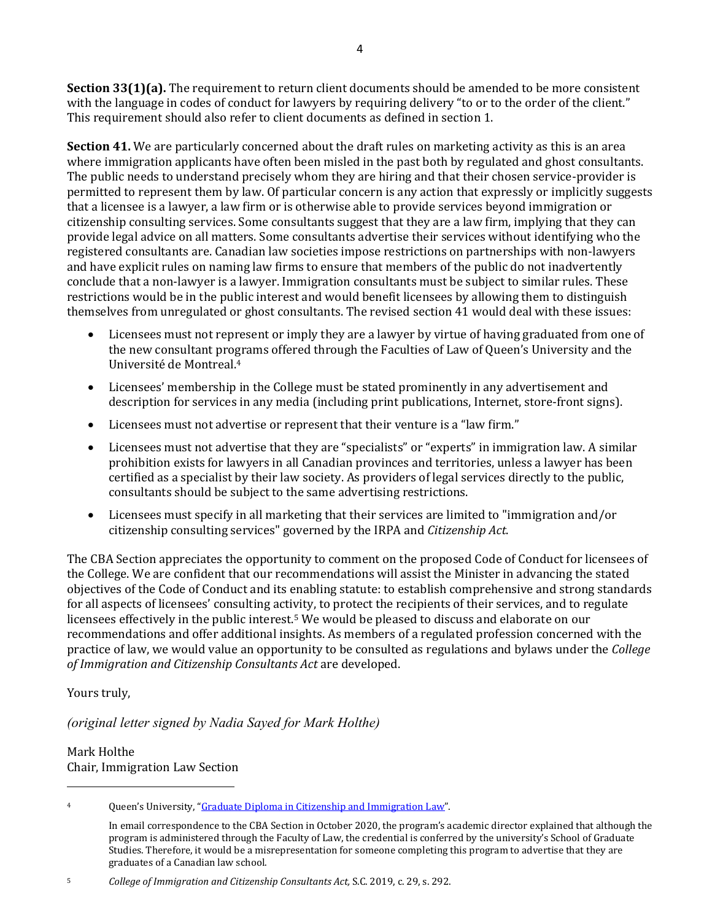**Section 33(1)(a).** The requirement to return client documents should be amended to be more consistent with the language in codes of conduct for lawyers by requiring delivery "to or to the order of the client." This requirement should also refer to client documents as defined in section 1.

**Section 41.** We are particularly concerned about the draft rules on marketing activity as this is an area where immigration applicants have often been misled in the past both by regulated and ghost consultants. The public needs to understand precisely whom they are hiring and that their chosen service-provider is permitted to represent them by law. Of particular concern is any action that expressly or implicitly suggests that a licensee is a lawyer, a law firm or is otherwise able to provide services beyond immigration or citizenship consulting services. Some consultants suggest that they are a law firm, implying that they can provide legal advice on all matters. Some consultants advertise their services without identifying who the registered consultants are. Canadian law societies impose restrictions on partnerships with non-lawyers and have explicit rules on naming law firms to ensure that members of the public do not inadvertently conclude that a non-lawyer is a lawyer. Immigration consultants must be subject to similar rules. These restrictions would be in the public interest and would benefit licensees by allowing them to distinguish themselves from unregulated or ghost consultants. The revised section 41 would deal with these issues:

- Licensees must not represent or imply they are a lawyer by virtue of having graduated from one of the new consultant programs offered through the Faculties of Law of Queen's University and the Université de Montreal.[4]
- Licensees' membership in the College must be stated prominently in any advertisement and description for services in any media (including print publications, Internet, store-front signs).
- Licensees must not advertise or represent that their venture is a "law firm."
- Licensees must not advertise that they are "specialists" or "experts" in immigration law. A similar prohibition exists for lawyers in all Canadian provinces and territories, unless a lawyer has been certified as a specialist by their law society. As providers of legal services directly to the public, consultants should be subject to the same advertising restrictions.
- Licensees must specify in all marketing that their services are limited to "immigration and/or citizenship consulting services" governed by the IRPA and *Citizenship Act*.

The CBA Section appreciates the opportunity to comment on the proposed Code of Conduct for licensees of the College. We are confident that our recommendations will assist the Minister in advancing the stated objectives of the Code of Conduct and its enabling statute: to establish comprehensive and strong standards for all aspects of licensees' consulting activity, to protect the recipients of their services, and to regulate licensees effectively in the public interest.[5] We would be pleased to discuss and elaborate on our recommendations and offer additional insights. As members of a regulated profession concerned with the practice of law, we would value an opportunity to be consulted as regulations and bylaws under the *College of Immigration and Citizenship Consultants Act* are developed.

Yours truly,

*(original letter signed by Nadia Sayed for Mark Holthe)*

Mark Holthe
Chair, Immigration Law Section

---

[4] Queen's University, "Graduate Diploma in Citizenship and Immigration Law".

In email correspondence to the CBA Section in October 2020, the program's academic director explained that although the program is administered through the Faculty of Law, the credential is conferred by the university's School of Graduate Studies. Therefore, it would be a misrepresentation for someone completing this program to advertise that they are graduates of a Canadian law school.

[5] *College of Immigration and Citizenship Consultants Act,* S.C. 2019, c. 29, s. 292.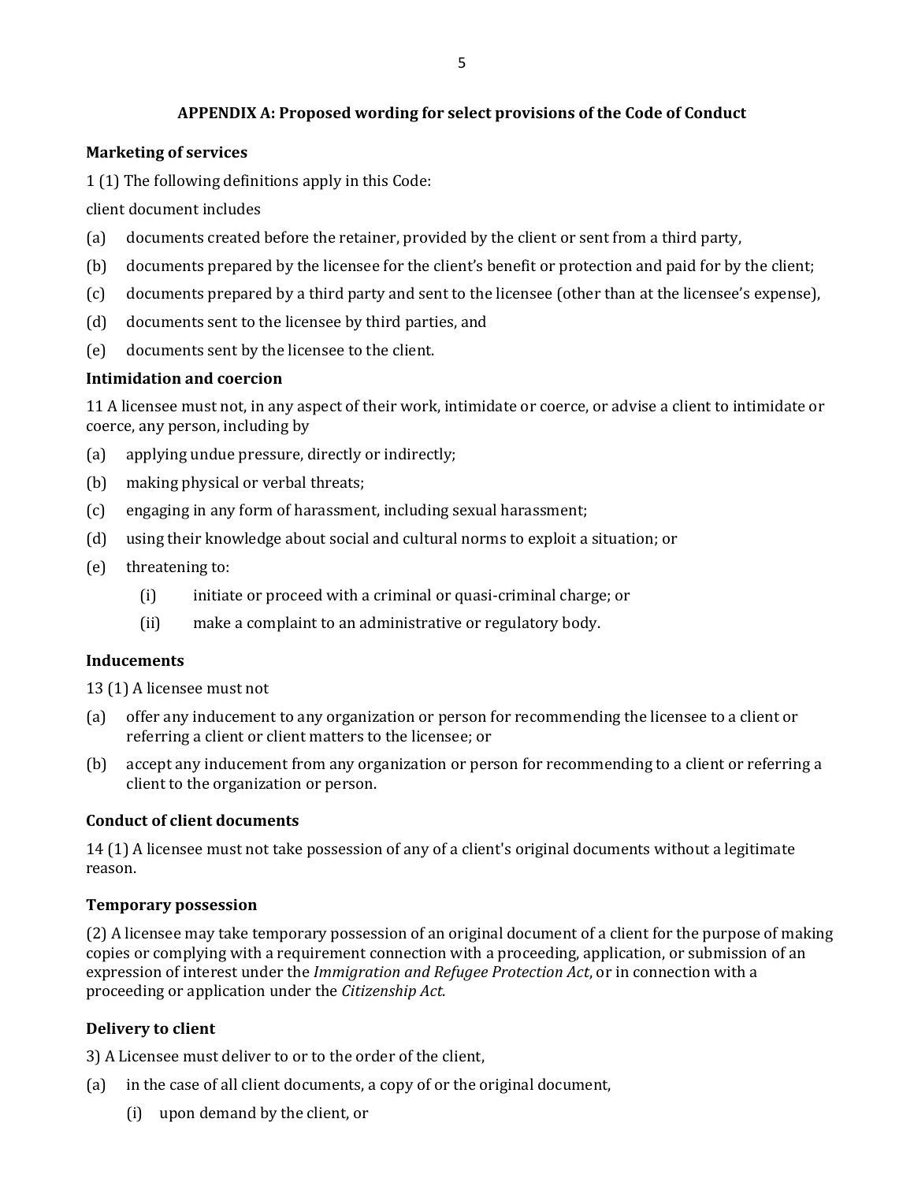## APPENDIX A: Proposed wording for select provisions of the Code of Conduct

### Marketing of services

1 (1) The following definitions apply in this Code:

client document includes

(a) documents created before the retainer, provided by the client or sent from a third party,

(b) documents prepared by the licensee for the client's benefit or protection and paid for by the client;

(c) documents prepared by a third party and sent to the licensee (other than at the licensee's expense),

(d) documents sent to the licensee by third parties, and

(e) documents sent by the licensee to the client.

### Intimidation and coercion

11 A licensee must not, in any aspect of their work, intimidate or coerce, or advise a client to intimidate or coerce, any person, including by

(a) applying undue pressure, directly or indirectly;

(b) making physical or verbal threats;

(c) engaging in any form of harassment, including sexual harassment;

(d) using their knowledge about social and cultural norms to exploit a situation; or

(e) threatening to:

  (i) initiate or proceed with a criminal or quasi-criminal charge; or

  (ii) make a complaint to an administrative or regulatory body.

### Inducements

13 (1) A licensee must not

(a) offer any inducement to any organization or person for recommending the licensee to a client or referring a client or client matters to the licensee; or

(b) accept any inducement from any organization or person for recommending to a client or referring a client to the organization or person.

### Conduct of client documents

14 (1) A licensee must not take possession of any of a client's original documents without a legitimate reason.

### Temporary possession

(2) A licensee may take temporary possession of an original document of a client for the purpose of making copies or complying with a requirement connection with a proceeding, application, or submission of an expression of interest under the *Immigration and Refugee Protection Act*, or in connection with a proceeding or application under the *Citizenship Act*.

### Delivery to client

3) A Licensee must deliver to or to the order of the client,

(a) in the case of all client documents, a copy of or the original document,

  (i) upon demand by the client, or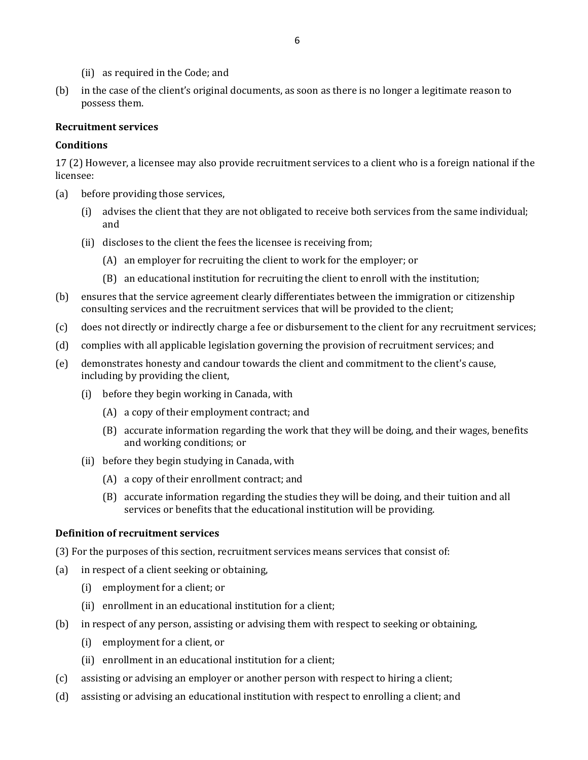(ii) as required in the Code; and

(b) in the case of the client's original documents, as soon as there is no longer a legitimate reason to possess them.

**Recruitment services**

**Conditions**

17 (2) However, a licensee may also provide recruitment services to a client who is a foreign national if the licensee:

(a) before providing those services,

  (i) advises the client that they are not obligated to receive both services from the same individual; and

  (ii) discloses to the client the fees the licensee is receiving from;

    (A) an employer for recruiting the client to work for the employer; or

    (B) an educational institution for recruiting the client to enroll with the institution;

(b) ensures that the service agreement clearly differentiates between the immigration or citizenship consulting services and the recruitment services that will be provided to the client;

(c) does not directly or indirectly charge a fee or disbursement to the client for any recruitment services;

(d) complies with all applicable legislation governing the provision of recruitment services; and

(e) demonstrates honesty and candour towards the client and commitment to the client's cause, including by providing the client,

  (i) before they begin working in Canada, with

    (A) a copy of their employment contract; and

    (B) accurate information regarding the work that they will be doing, and their wages, benefits and working conditions; or

  (ii) before they begin studying in Canada, with

    (A) a copy of their enrollment contract; and

    (B) accurate information regarding the studies they will be doing, and their tuition and all services or benefits that the educational institution will be providing.

**Definition of recruitment services**

(3) For the purposes of this section, recruitment services means services that consist of:

(a) in respect of a client seeking or obtaining,

  (i) employment for a client; or

  (ii) enrollment in an educational institution for a client;

(b) in respect of any person, assisting or advising them with respect to seeking or obtaining,

  (i) employment for a client, or

  (ii) enrollment in an educational institution for a client;

(c) assisting or advising an employer or another person with respect to hiring a client;

(d) assisting or advising an educational institution with respect to enrolling a client; and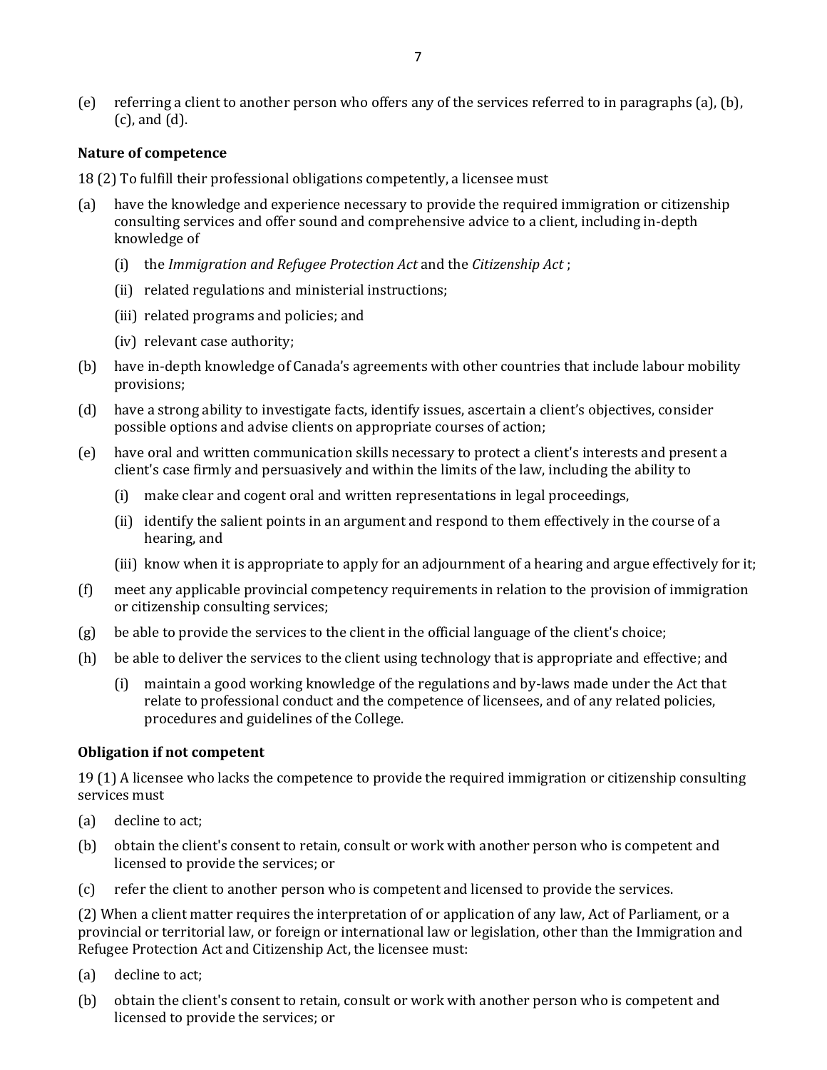(e) referring a client to another person who offers any of the services referred to in paragraphs (a), (b), (c), and (d).

**Nature of competence**

18 (2) To fulfill their professional obligations competently, a licensee must

(a) have the knowledge and experience necessary to provide the required immigration or citizenship consulting services and offer sound and comprehensive advice to a client, including in-depth knowledge of

  (i) the *Immigration and Refugee Protection Act* and the *Citizenship Act* ;

  (ii) related regulations and ministerial instructions;

  (iii) related programs and policies; and

  (iv) relevant case authority;

(b) have in-depth knowledge of Canada's agreements with other countries that include labour mobility provisions;

(d) have a strong ability to investigate facts, identify issues, ascertain a client's objectives, consider possible options and advise clients on appropriate courses of action;

(e) have oral and written communication skills necessary to protect a client's interests and present a client's case firmly and persuasively and within the limits of the law, including the ability to

  (i) make clear and cogent oral and written representations in legal proceedings,

  (ii) identify the salient points in an argument and respond to them effectively in the course of a hearing, and

  (iii) know when it is appropriate to apply for an adjournment of a hearing and argue effectively for it;

(f) meet any applicable provincial competency requirements in relation to the provision of immigration or citizenship consulting services;

(g) be able to provide the services to the client in the official language of the client's choice;

(h) be able to deliver the services to the client using technology that is appropriate and effective; and

  (i) maintain a good working knowledge of the regulations and by-laws made under the Act that relate to professional conduct and the competence of licensees, and of any related policies, procedures and guidelines of the College.

**Obligation if not competent**

19 (1) A licensee who lacks the competence to provide the required immigration or citizenship consulting services must

(a) decline to act;

(b) obtain the client's consent to retain, consult or work with another person who is competent and licensed to provide the services; or

(c) refer the client to another person who is competent and licensed to provide the services.

(2) When a client matter requires the interpretation of or application of any law, Act of Parliament, or a provincial or territorial law, or foreign or international law or legislation, other than the Immigration and Refugee Protection Act and Citizenship Act, the licensee must:

(a) decline to act;

(b) obtain the client's consent to retain, consult or work with another person who is competent and licensed to provide the services; or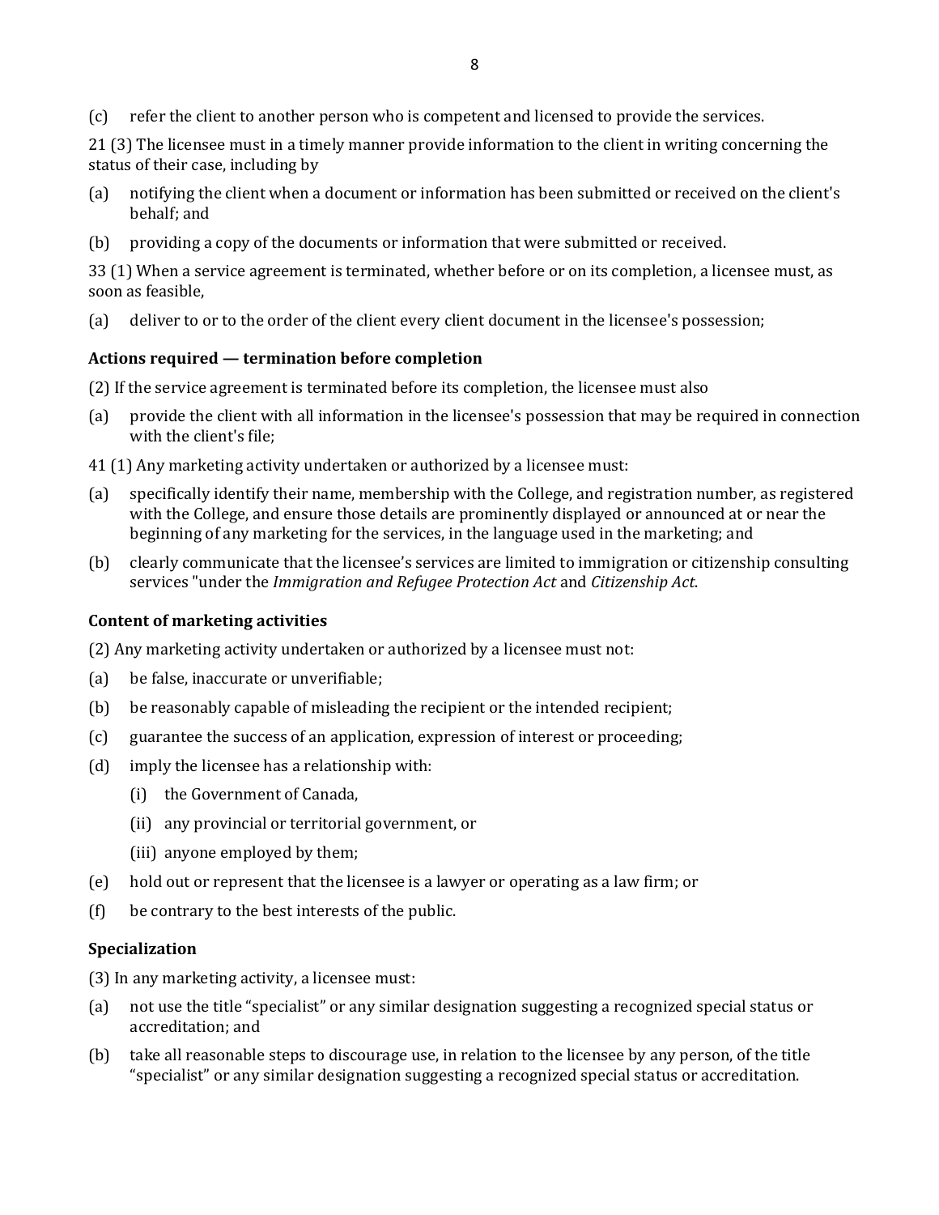(c) refer the client to another person who is competent and licensed to provide the services.

21 (3) The licensee must in a timely manner provide information to the client in writing concerning the status of their case, including by

(a) notifying the client when a document or information has been submitted or received on the client's behalf; and

(b) providing a copy of the documents or information that were submitted or received.

33 (1) When a service agreement is terminated, whether before or on its completion, a licensee must, as soon as feasible,

(a) deliver to or to the order of the client every client document in the licensee's possession;

**Actions required — termination before completion**

(2) If the service agreement is terminated before its completion, the licensee must also

(a) provide the client with all information in the licensee's possession that may be required in connection with the client's file;

41 (1) Any marketing activity undertaken or authorized by a licensee must:

(a) specifically identify their name, membership with the College, and registration number, as registered with the College, and ensure those details are prominently displayed or announced at or near the beginning of any marketing for the services, in the language used in the marketing; and

(b) clearly communicate that the licensee's services are limited to immigration or citizenship consulting services "under the *Immigration and Refugee Protection Act* and *Citizenship Act*.

**Content of marketing activities**

(2) Any marketing activity undertaken or authorized by a licensee must not:

(a) be false, inaccurate or unverifiable;

(b) be reasonably capable of misleading the recipient or the intended recipient;

(c) guarantee the success of an application, expression of interest or proceeding;

(d) imply the licensee has a relationship with:

  (i) the Government of Canada,

  (ii) any provincial or territorial government, or

  (iii) anyone employed by them;

(e) hold out or represent that the licensee is a lawyer or operating as a law firm; or

(f) be contrary to the best interests of the public.

**Specialization**

(3) In any marketing activity, a licensee must:

(a) not use the title "specialist" or any similar designation suggesting a recognized special status or accreditation; and

(b) take all reasonable steps to discourage use, in relation to the licensee by any person, of the title "specialist" or any similar designation suggesting a recognized special status or accreditation.